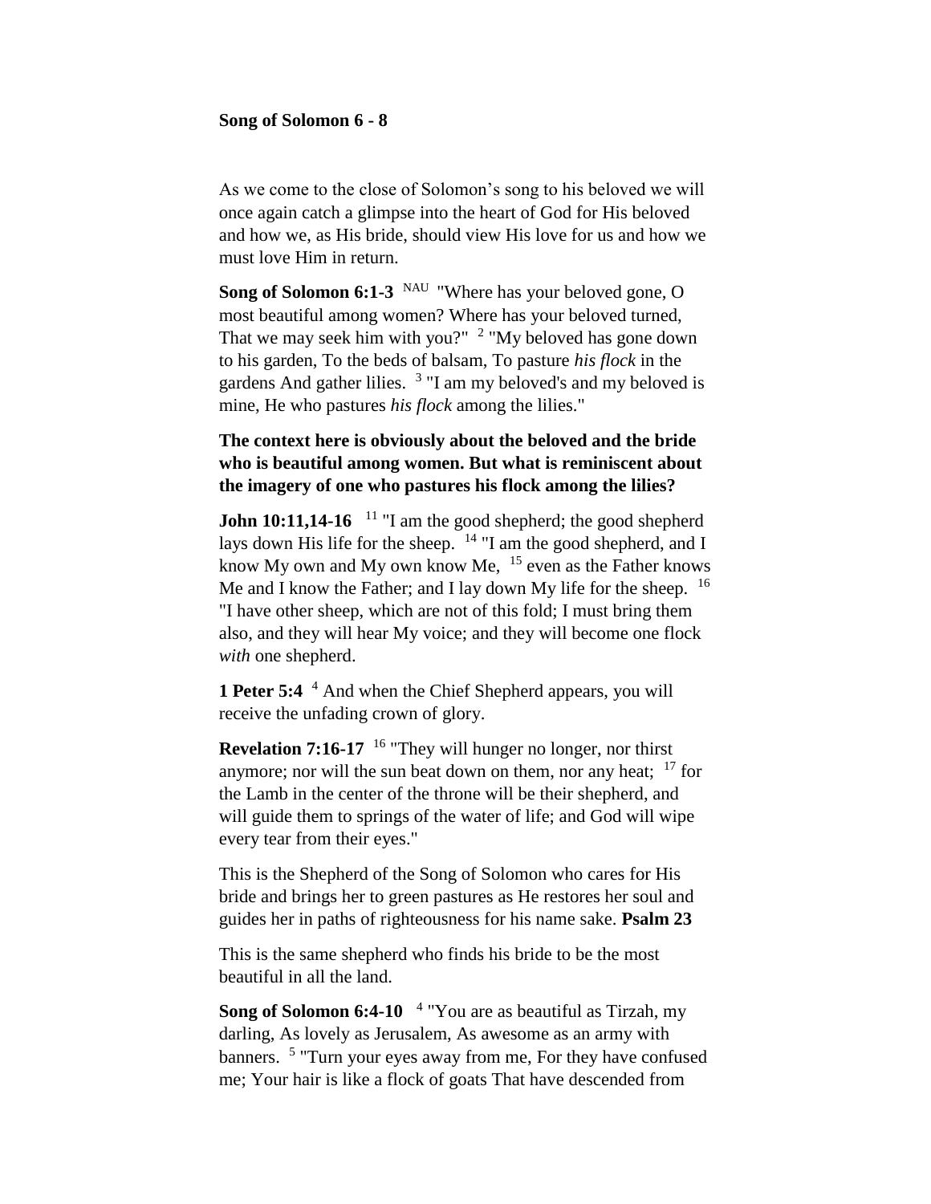**Song of Solomon 6 - 8**

As we come to the close of Solomon's song to his beloved we will once again catch a glimpse into the heart of God for His beloved and how we, as His bride, should view His love for us and how we must love Him in return.

**Song of Solomon 6:1-3** NAU "Where has your beloved gone, O most beautiful among women? Where has your beloved turned, That we may seek him with you?" [2] "My beloved has gone down to his garden, To the beds of balsam, To pasture *his flock* in the gardens And gather lilies. [3] "I am my beloved's and my beloved is mine, He who pastures *his flock* among the lilies."

**The context here is obviously about the beloved and the bride who is beautiful among women. But what is reminiscent about the imagery of one who pastures his flock among the lilies?**

**John 10:11,14-16** [11] "I am the good shepherd; the good shepherd lays down His life for the sheep. [14] "I am the good shepherd, and I know My own and My own know Me, [15] even as the Father knows Me and I know the Father; and I lay down My life for the sheep. [16] "I have other sheep, which are not of this fold; I must bring them also, and they will hear My voice; and they will become one flock *with* one shepherd.

**1 Peter 5:4** [4] And when the Chief Shepherd appears, you will receive the unfading crown of glory.

**Revelation 7:16-17** [16] "They will hunger no longer, nor thirst anymore; nor will the sun beat down on them, nor any heat; [17] for the Lamb in the center of the throne will be their shepherd, and will guide them to springs of the water of life; and God will wipe every tear from their eyes."

This is the Shepherd of the Song of Solomon who cares for His bride and brings her to green pastures as He restores her soul and guides her in paths of righteousness for his name sake. **Psalm 23**

This is the same shepherd who finds his bride to be the most beautiful in all the land.

**Song of Solomon 6:4-10** [4] "You are as beautiful as Tirzah, my darling, As lovely as Jerusalem, As awesome as an army with banners. [5] "Turn your eyes away from me, For they have confused me; Your hair is like a flock of goats That have descended from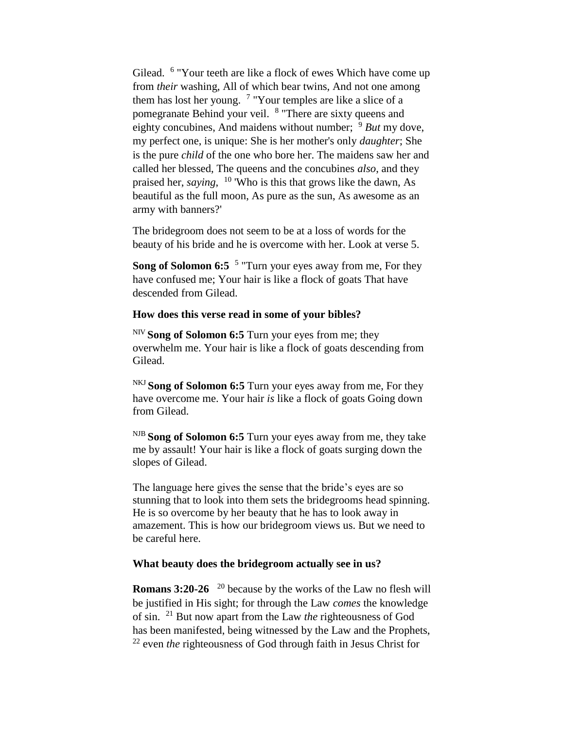Gilead. [6] "Your teeth are like a flock of ewes Which have come up from *their* washing, All of which bear twins, And not one among them has lost her young. [7] "Your temples are like a slice of a pomegranate Behind your veil. [8] "There are sixty queens and eighty concubines, And maidens without number; [9] *But* my dove, my perfect one, is unique: She is her mother's only *daughter*; She is the pure *child* of the one who bore her. The maidens saw her and called her blessed, The queens and the concubines *also*, and they praised her, *saying*, [10] 'Who is this that grows like the dawn, As beautiful as the full moon, As pure as the sun, As awesome as an army with banners?'

The bridegroom does not seem to be at a loss of words for the beauty of his bride and he is overcome with her. Look at verse 5.

**Song of Solomon 6:5** [5] "Turn your eyes away from me, For they have confused me; Your hair is like a flock of goats That have descended from Gilead.

**How does this verse read in some of your bibles?**

[NIV] **Song of Solomon 6:5** Turn your eyes from me; they overwhelm me. Your hair is like a flock of goats descending from Gilead.

[NKJ] **Song of Solomon 6:5** Turn your eyes away from me, For they have overcome me. Your hair *is* like a flock of goats Going down from Gilead.

[NJB] **Song of Solomon 6:5** Turn your eyes away from me, they take me by assault! Your hair is like a flock of goats surging down the slopes of Gilead.

The language here gives the sense that the bride's eyes are so stunning that to look into them sets the bridegrooms head spinning. He is so overcome by her beauty that he has to look away in amazement. This is how our bridegroom views us. But we need to be careful here.

**What beauty does the bridegroom actually see in us?**

**Romans 3:20-26** [20] because by the works of the Law no flesh will be justified in His sight; for through the Law *comes* the knowledge of sin. [21] But now apart from the Law *the* righteousness of God has been manifested, being witnessed by the Law and the Prophets, [22] even *the* righteousness of God through faith in Jesus Christ for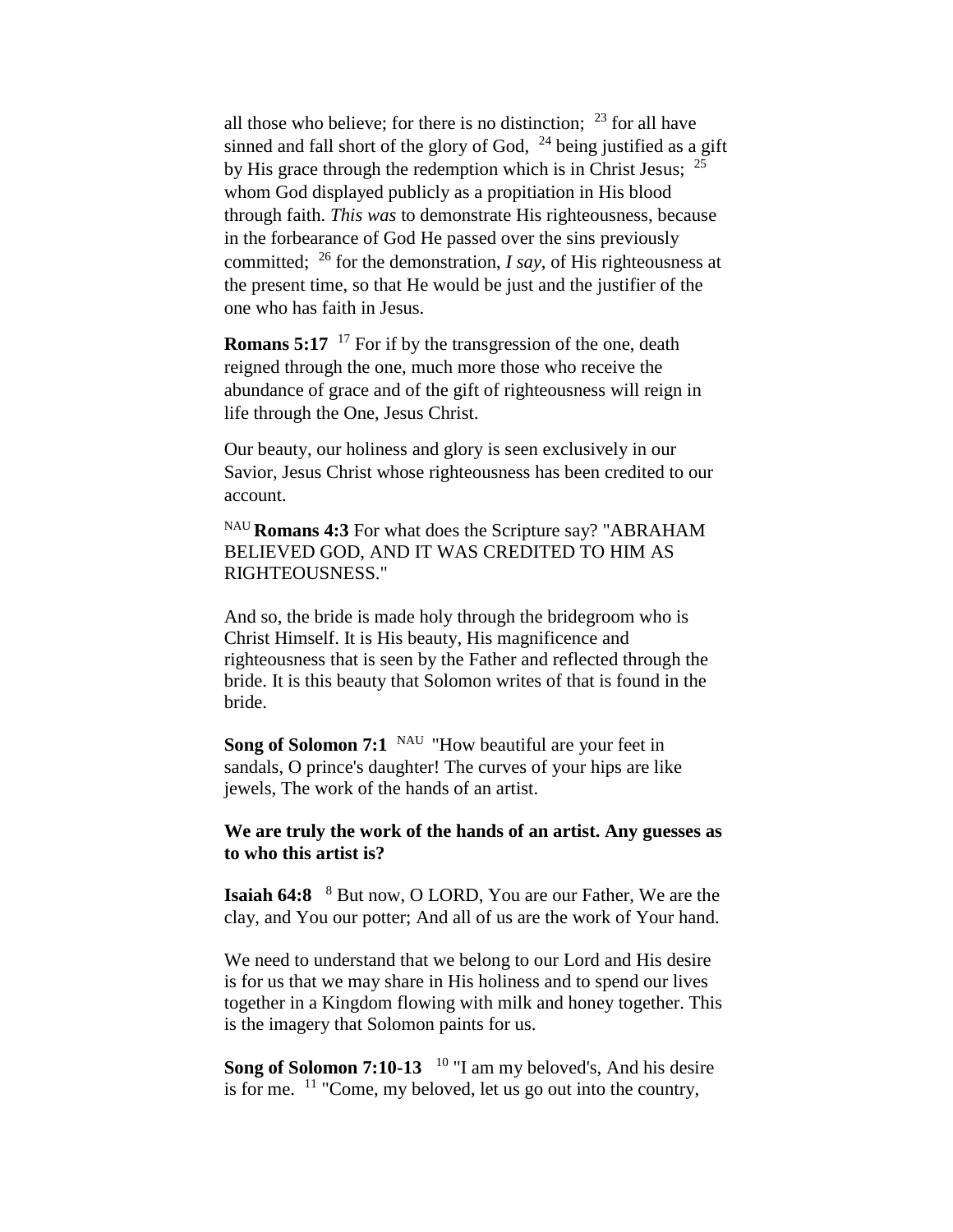all those who believe; for there is no distinction; [23] for all have sinned and fall short of the glory of God, [24] being justified as a gift by His grace through the redemption which is in Christ Jesus; [25] whom God displayed publicly as a propitiation in His blood through faith. *This was* to demonstrate His righteousness, because in the forbearance of God He passed over the sins previously committed; [26] for the demonstration, *I say*, of His righteousness at the present time, so that He would be just and the justifier of the one who has faith in Jesus.

**Romans 5:17** [17] For if by the transgression of the one, death reigned through the one, much more those who receive the abundance of grace and of the gift of righteousness will reign in life through the One, Jesus Christ.

Our beauty, our holiness and glory is seen exclusively in our Savior, Jesus Christ whose righteousness has been credited to our account.

[NAU] **Romans 4:3** For what does the Scripture say? "ABRAHAM BELIEVED GOD, AND IT WAS CREDITED TO HIM AS RIGHTEOUSNESS."

And so, the bride is made holy through the bridegroom who is Christ Himself. It is His beauty, His magnificence and righteousness that is seen by the Father and reflected through the bride. It is this beauty that Solomon writes of that is found in the bride.

**Song of Solomon 7:1** [NAU] "How beautiful are your feet in sandals, O prince's daughter! The curves of your hips are like jewels, The work of the hands of an artist.

**We are truly the work of the hands of an artist. Any guesses as to who this artist is?**

**Isaiah 64:8** [8] But now, O LORD, You are our Father, We are the clay, and You our potter; And all of us are the work of Your hand.

We need to understand that we belong to our Lord and His desire is for us that we may share in His holiness and to spend our lives together in a Kingdom flowing with milk and honey together. This is the imagery that Solomon paints for us.

**Song of Solomon 7:10-13** [10] "I am my beloved's, And his desire is for me. [11] "Come, my beloved, let us go out into the country,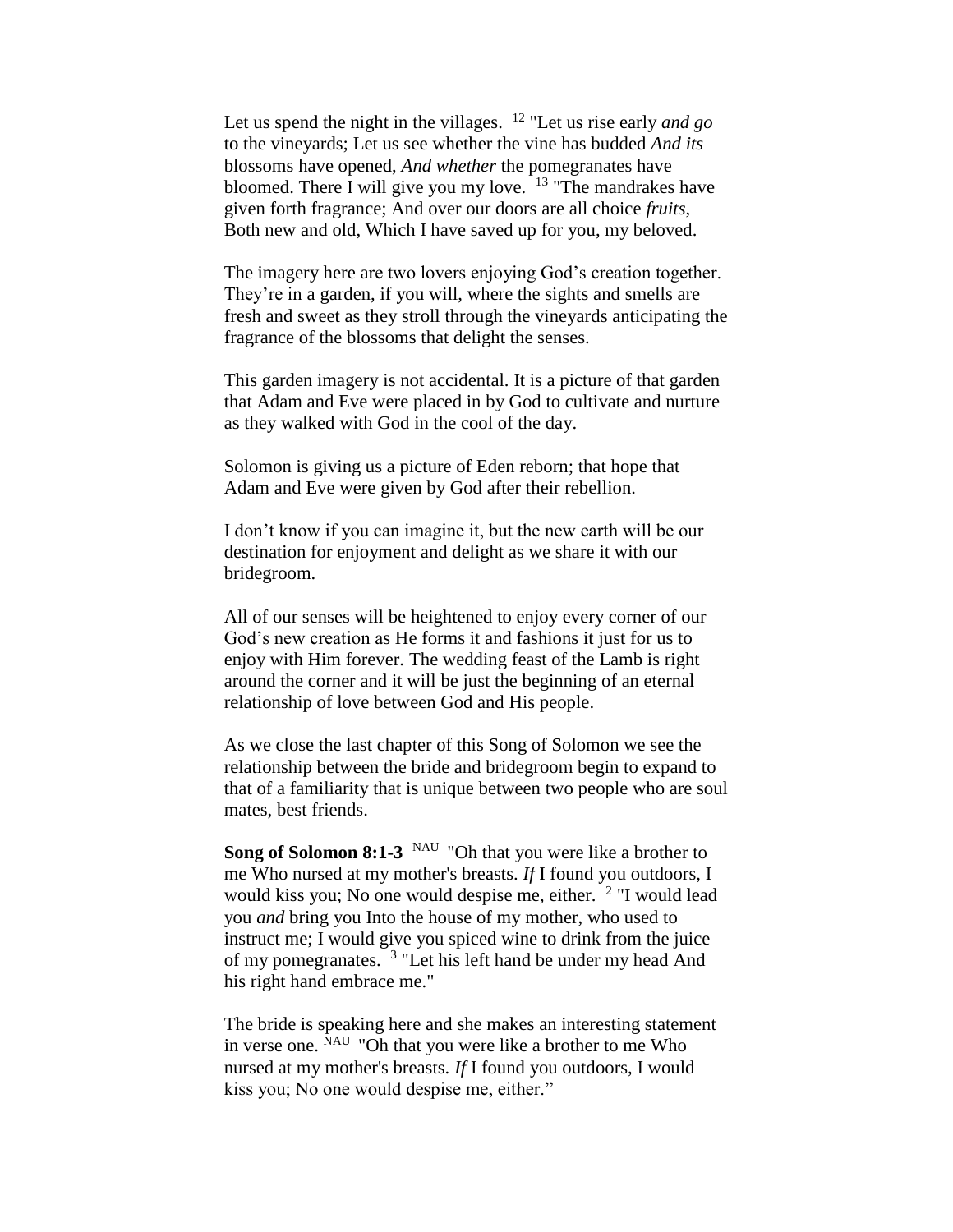Let us spend the night in the villages. [12] "Let us rise early *and go* to the vineyards; Let us see whether the vine has budded *And its* blossoms have opened, *And whether* the pomegranates have bloomed. There I will give you my love. [13] "The mandrakes have given forth fragrance; And over our doors are all choice *fruits*, Both new and old, Which I have saved up for you, my beloved.

The imagery here are two lovers enjoying God's creation together. They're in a garden, if you will, where the sights and smells are fresh and sweet as they stroll through the vineyards anticipating the fragrance of the blossoms that delight the senses.

This garden imagery is not accidental. It is a picture of that garden that Adam and Eve were placed in by God to cultivate and nurture as they walked with God in the cool of the day.

Solomon is giving us a picture of Eden reborn; that hope that Adam and Eve were given by God after their rebellion.

I don't know if you can imagine it, but the new earth will be our destination for enjoyment and delight as we share it with our bridegroom.

All of our senses will be heightened to enjoy every corner of our God's new creation as He forms it and fashions it just for us to enjoy with Him forever. The wedding feast of the Lamb is right around the corner and it will be just the beginning of an eternal relationship of love between God and His people.

As we close the last chapter of this Song of Solomon we see the relationship between the bride and bridegroom begin to expand to that of a familiarity that is unique between two people who are soul mates, best friends.

**Song of Solomon 8:1-3** [NAU] "Oh that you were like a brother to me Who nursed at my mother's breasts. *If* I found you outdoors, I would kiss you; No one would despise me, either. [2] "I would lead you *and* bring you Into the house of my mother, who used to instruct me; I would give you spiced wine to drink from the juice of my pomegranates. [3] "Let his left hand be under my head And his right hand embrace me."

The bride is speaking here and she makes an interesting statement in verse one. [NAU] "Oh that you were like a brother to me Who nursed at my mother's breasts. *If* I found you outdoors, I would kiss you; No one would despise me, either."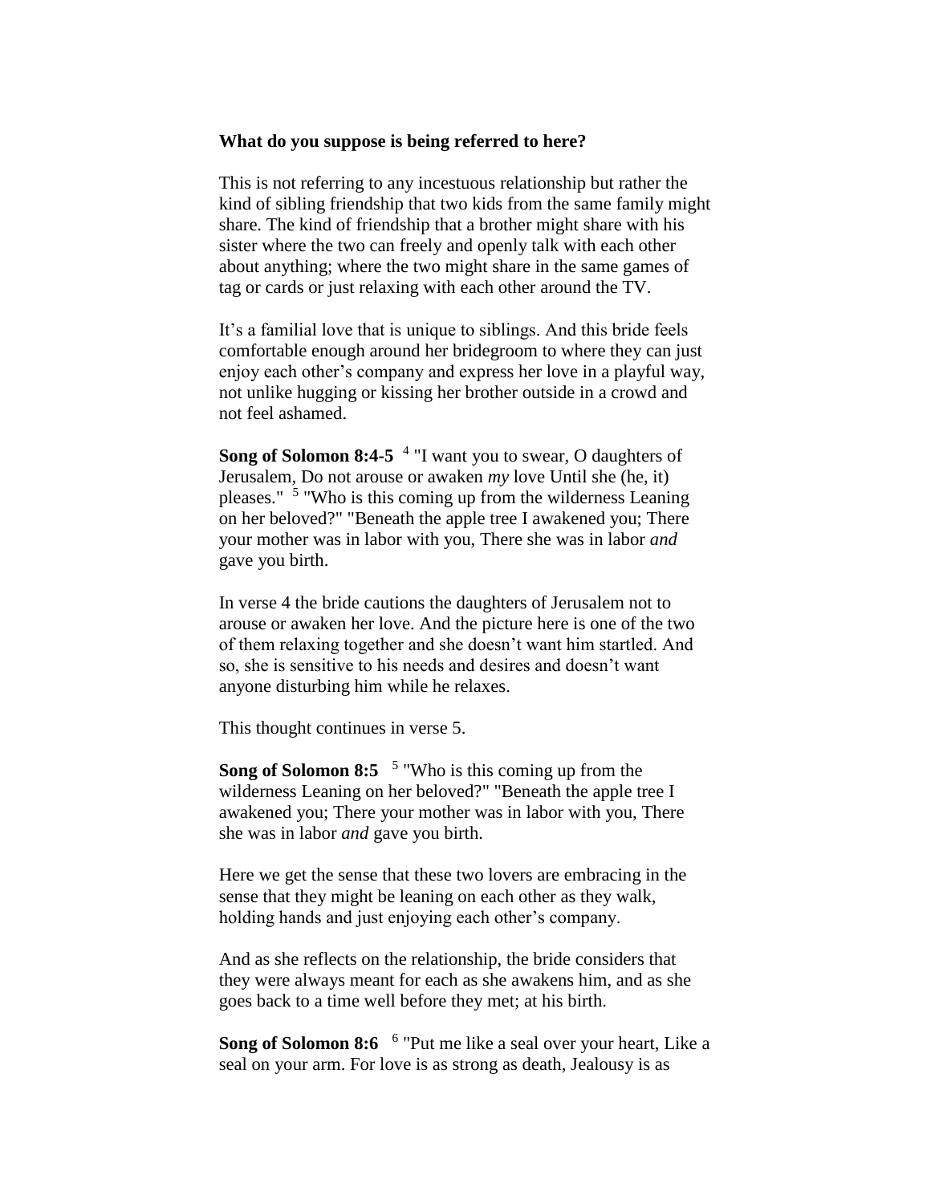**What do you suppose is being referred to here?**

This is not referring to any incestuous relationship but rather the kind of sibling friendship that two kids from the same family might share. The kind of friendship that a brother might share with his sister where the two can freely and openly talk with each other about anything; where the two might share in the same games of tag or cards or just relaxing with each other around the TV.

It's a familial love that is unique to siblings. And this bride feels comfortable enough around her bridegroom to where they can just enjoy each other's company and express her love in a playful way, not unlike hugging or kissing her brother outside in a crowd and not feel ashamed.

**Song of Solomon 8:4-5** [4] "I want you to swear, O daughters of Jerusalem, Do not arouse or awaken *my* love Until she (he, it) pleases." [5] "Who is this coming up from the wilderness Leaning on her beloved?" "Beneath the apple tree I awakened you; There your mother was in labor with you, There she was in labor *and* gave you birth.

In verse 4 the bride cautions the daughters of Jerusalem not to arouse or awaken her love. And the picture here is one of the two of them relaxing together and she doesn't want him startled. And so, she is sensitive to his needs and desires and doesn't want anyone disturbing him while he relaxes.

This thought continues in verse 5.

**Song of Solomon 8:5** [5] "Who is this coming up from the wilderness Leaning on her beloved?" "Beneath the apple tree I awakened you; There your mother was in labor with you, There she was in labor *and* gave you birth.

Here we get the sense that these two lovers are embracing in the sense that they might be leaning on each other as they walk, holding hands and just enjoying each other's company.

And as she reflects on the relationship, the bride considers that they were always meant for each as she awakens him, and as she goes back to a time well before they met; at his birth.

**Song of Solomon 8:6** [6] "Put me like a seal over your heart, Like a seal on your arm. For love is as strong as death, Jealousy is as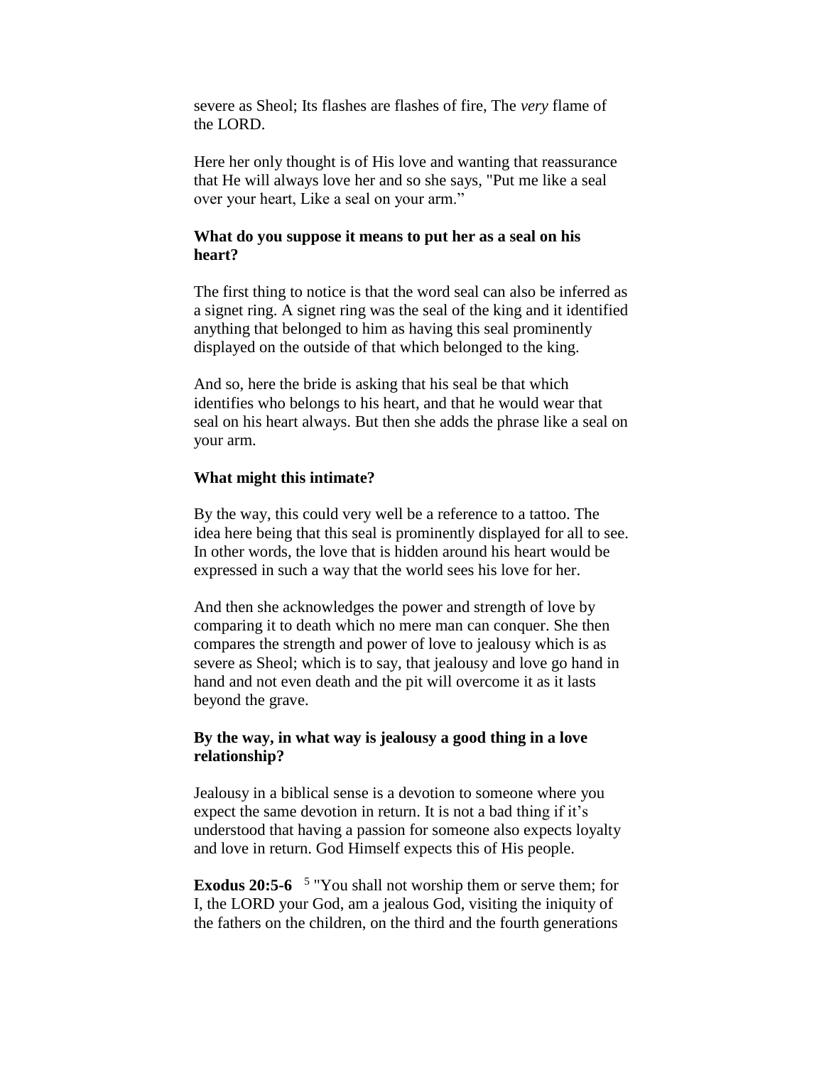severe as Sheol; Its flashes are flashes of fire, The *very* flame of the LORD.

Here her only thought is of His love and wanting that reassurance that He will always love her and so she says, "Put me like a seal over your heart, Like a seal on your arm."

**What do you suppose it means to put her as a seal on his heart?**

The first thing to notice is that the word seal can also be inferred as a signet ring. A signet ring was the seal of the king and it identified anything that belonged to him as having this seal prominently displayed on the outside of that which belonged to the king.

And so, here the bride is asking that his seal be that which identifies who belongs to his heart, and that he would wear that seal on his heart always. But then she adds the phrase like a seal on your arm.

**What might this intimate?**

By the way, this could very well be a reference to a tattoo. The idea here being that this seal is prominently displayed for all to see. In other words, the love that is hidden around his heart would be expressed in such a way that the world sees his love for her.

And then she acknowledges the power and strength of love by comparing it to death which no mere man can conquer. She then compares the strength and power of love to jealousy which is as severe as Sheol; which is to say, that jealousy and love go hand in hand and not even death and the pit will overcome it as it lasts beyond the grave.

**By the way, in what way is jealousy a good thing in a love relationship?**

Jealousy in a biblical sense is a devotion to someone where you expect the same devotion in return. It is not a bad thing if it's understood that having a passion for someone also expects loyalty and love in return. God Himself expects this of His people.

**Exodus 20:5-6** [5] "You shall not worship them or serve them; for I, the LORD your God, am a jealous God, visiting the iniquity of the fathers on the children, on the third and the fourth generations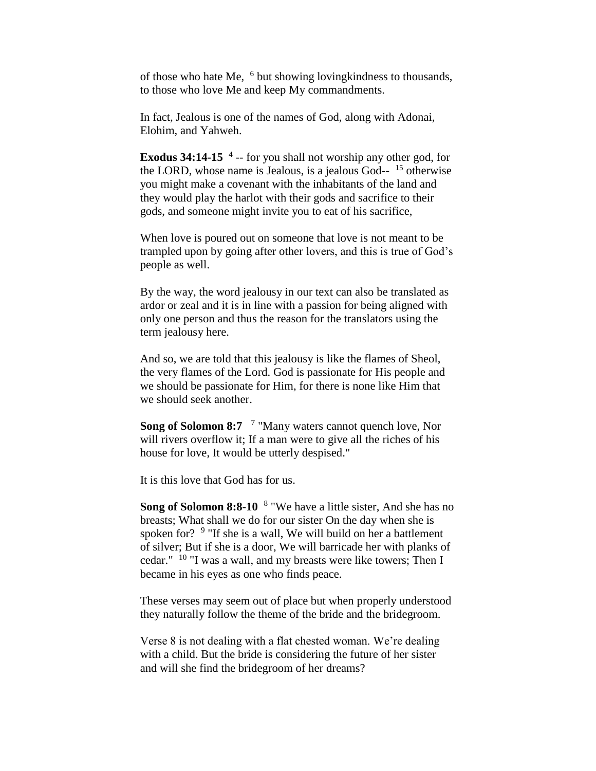of those who hate Me, [6] but showing lovingkindness to thousands, to those who love Me and keep My commandments.

In fact, Jealous is one of the names of God, along with Adonai, Elohim, and Yahweh.

**Exodus 34:14-15** [4] -- for you shall not worship any other god, for the LORD, whose name is Jealous, is a jealous God-- [15] otherwise you might make a covenant with the inhabitants of the land and they would play the harlot with their gods and sacrifice to their gods, and someone might invite you to eat of his sacrifice,

When love is poured out on someone that love is not meant to be trampled upon by going after other lovers, and this is true of God's people as well.

By the way, the word jealousy in our text can also be translated as ardor or zeal and it is in line with a passion for being aligned with only one person and thus the reason for the translators using the term jealousy here.

And so, we are told that this jealousy is like the flames of Sheol, the very flames of the Lord. God is passionate for His people and we should be passionate for Him, for there is none like Him that we should seek another.

**Song of Solomon 8:7** [7] "Many waters cannot quench love, Nor will rivers overflow it; If a man were to give all the riches of his house for love, It would be utterly despised."

It is this love that God has for us.

**Song of Solomon 8:8-10** [8] "We have a little sister, And she has no breasts; What shall we do for our sister On the day when she is spoken for? [9] "If she is a wall, We will build on her a battlement of silver; But if she is a door, We will barricade her with planks of cedar." [10] "I was a wall, and my breasts were like towers; Then I became in his eyes as one who finds peace.

These verses may seem out of place but when properly understood they naturally follow the theme of the bride and the bridegroom.

Verse 8 is not dealing with a flat chested woman. We're dealing with a child. But the bride is considering the future of her sister and will she find the bridegroom of her dreams?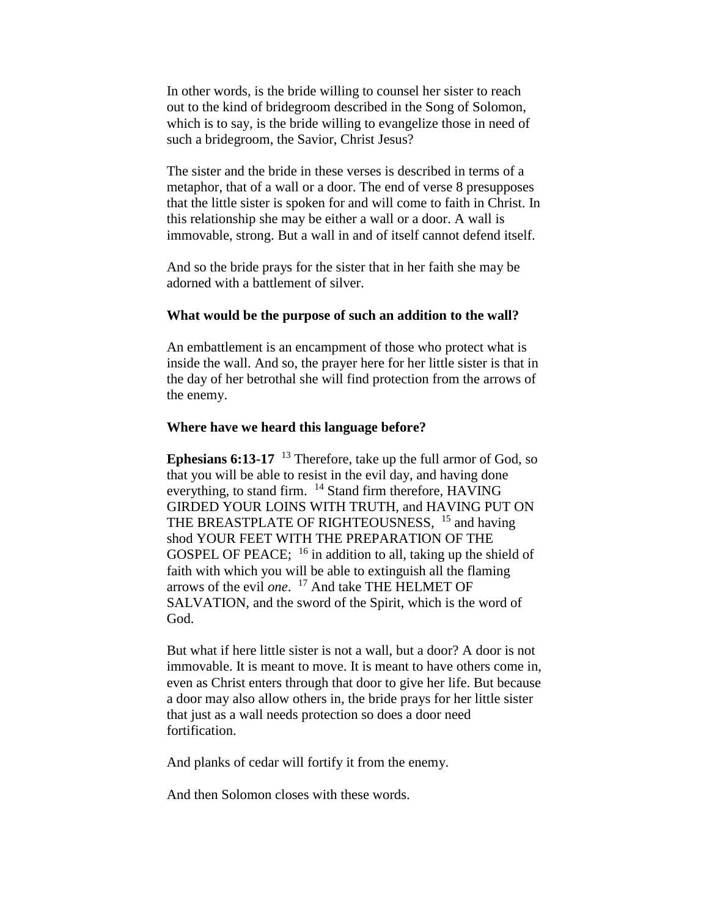In other words, is the bride willing to counsel her sister to reach out to the kind of bridegroom described in the Song of Solomon, which is to say, is the bride willing to evangelize those in need of such a bridegroom, the Savior, Christ Jesus?

The sister and the bride in these verses is described in terms of a metaphor, that of a wall or a door. The end of verse 8 presupposes that the little sister is spoken for and will come to faith in Christ. In this relationship she may be either a wall or a door. A wall is immovable, strong. But a wall in and of itself cannot defend itself.

And so the bride prays for the sister that in her faith she may be adorned with a battlement of silver.

**What would be the purpose of such an addition to the wall?**

An embattlement is an encampment of those who protect what is inside the wall. And so, the prayer here for her little sister is that in the day of her betrothal she will find protection from the arrows of the enemy.

**Where have we heard this language before?**

**Ephesians 6:13-17** [13] Therefore, take up the full armor of God, so that you will be able to resist in the evil day, and having done everything, to stand firm. [14] Stand firm therefore, HAVING GIRDED YOUR LOINS WITH TRUTH, and HAVING PUT ON THE BREASTPLATE OF RIGHTEOUSNESS, [15] and having shod YOUR FEET WITH THE PREPARATION OF THE GOSPEL OF PEACE; [16] in addition to all, taking up the shield of faith with which you will be able to extinguish all the flaming arrows of the evil *one*. [17] And take THE HELMET OF SALVATION, and the sword of the Spirit, which is the word of God.

But what if here little sister is not a wall, but a door? A door is not immovable. It is meant to move. It is meant to have others come in, even as Christ enters through that door to give her life. But because a door may also allow others in, the bride prays for her little sister that just as a wall needs protection so does a door need fortification.

And planks of cedar will fortify it from the enemy.

And then Solomon closes with these words.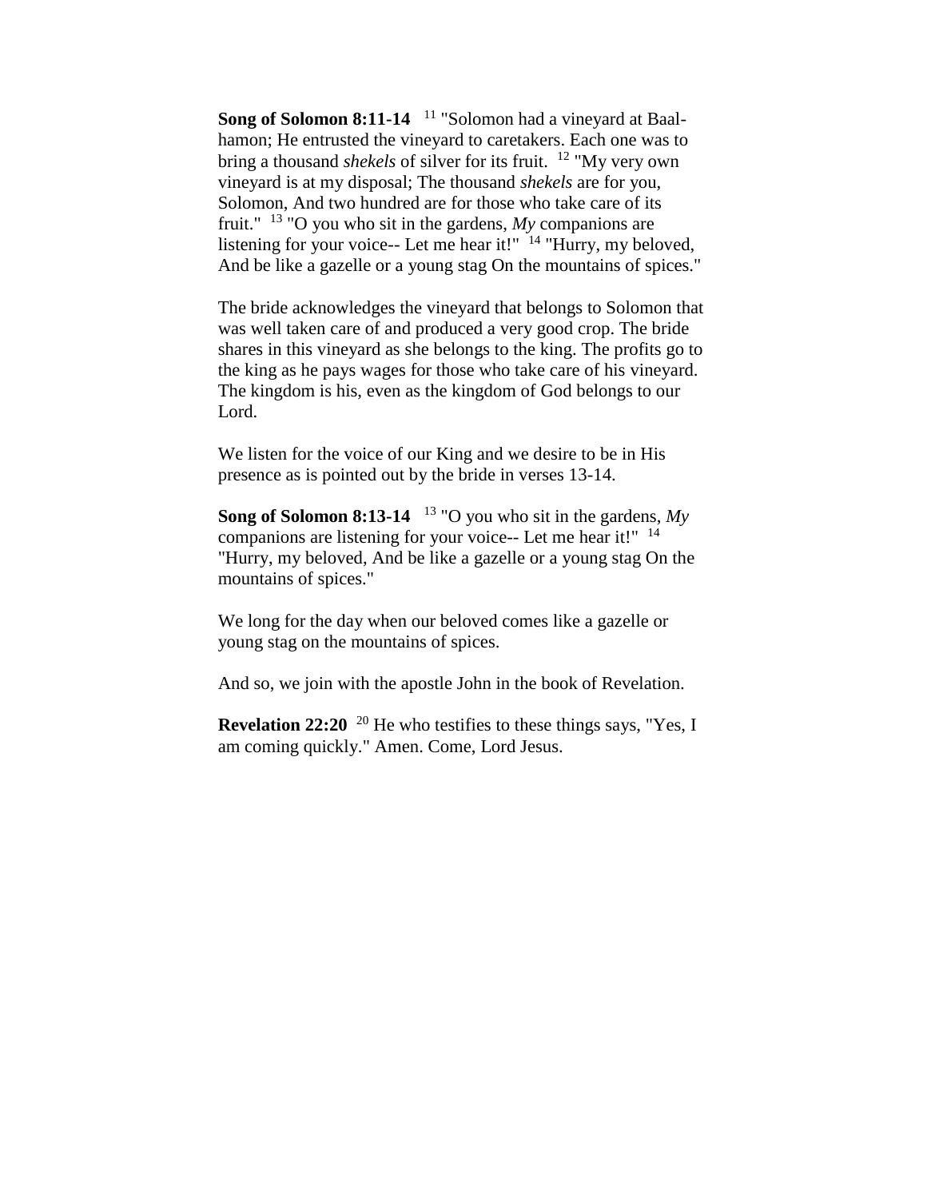**Song of Solomon 8:11-14** [11] "Solomon had a vineyard at Baal-hamon; He entrusted the vineyard to caretakers. Each one was to bring a thousand *shekels* of silver for its fruit. [12] "My very own vineyard is at my disposal; The thousand *shekels* are for you, Solomon, And two hundred are for those who take care of its fruit." [13] "O you who sit in the gardens, *My* companions are listening for your voice-- Let me hear it!" [14] "Hurry, my beloved, And be like a gazelle or a young stag On the mountains of spices."

The bride acknowledges the vineyard that belongs to Solomon that was well taken care of and produced a very good crop. The bride shares in this vineyard as she belongs to the king. The profits go to the king as he pays wages for those who take care of his vineyard. The kingdom is his, even as the kingdom of God belongs to our Lord.

We listen for the voice of our King and we desire to be in His presence as is pointed out by the bride in verses 13-14.

**Song of Solomon 8:13-14** [13] "O you who sit in the gardens, *My* companions are listening for your voice-- Let me hear it!" [14] "Hurry, my beloved, And be like a gazelle or a young stag On the mountains of spices."

We long for the day when our beloved comes like a gazelle or young stag on the mountains of spices.

And so, we join with the apostle John in the book of Revelation.

**Revelation 22:20** [20] He who testifies to these things says, "Yes, I am coming quickly." Amen. Come, Lord Jesus.